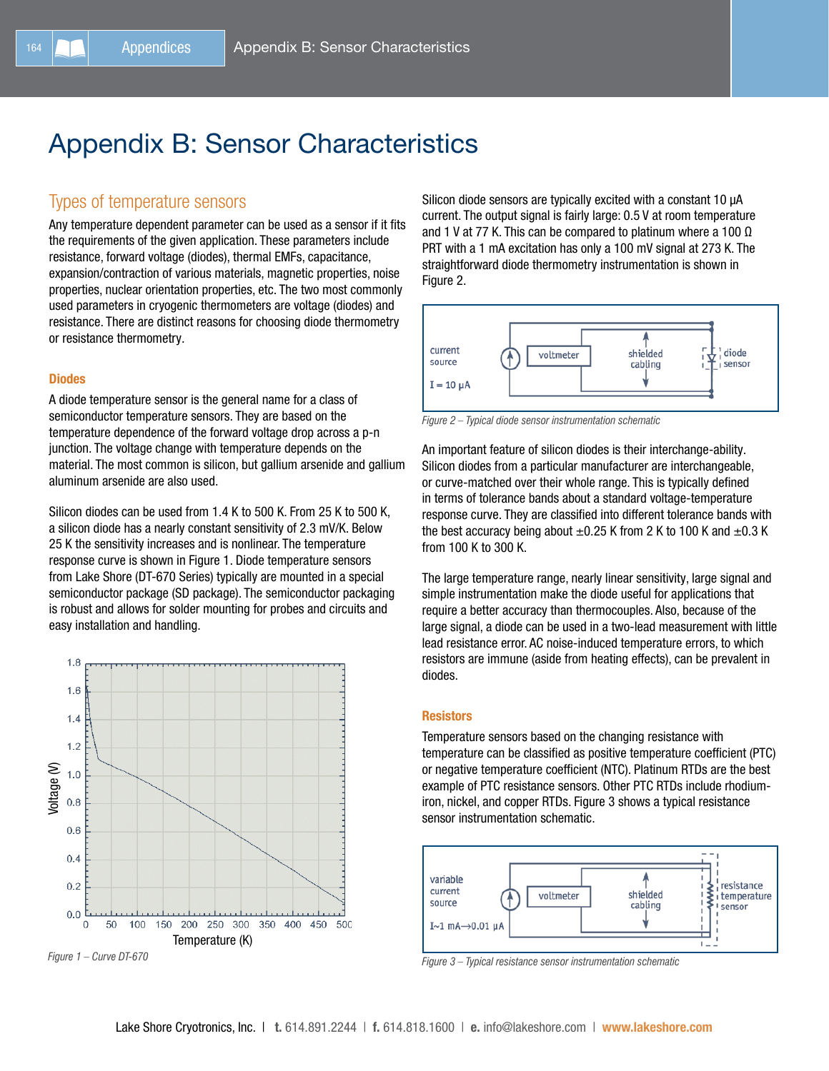# Appendix B: Sensor Characteristics

## Types of temperature sensors

Any temperature dependent parameter can be used as a sensor if it fits the requirements of the given application. These parameters include resistance, forward voltage (diodes), thermal EMFs, capacitance, expansion/contraction of various materials, magnetic properties, noise properties, nuclear orientation properties, etc. The two most commonly used parameters in cryogenic thermometers are voltage (diodes) and resistance. There are distinct reasons for choosing diode thermometry or resistance thermometry.

### Diodes

A diode temperature sensor is the general name for a class of semiconductor temperature sensors. They are based on the temperature dependence of the forward voltage drop across a p-n junction. The voltage change with temperature depends on the material. The most common is silicon, but gallium arsenide and gallium aluminum arsenide are also used.

Silicon diodes can be used from 1.4 K to 500 K. From 25 K to 500 K, a silicon diode has a nearly constant sensitivity of 2.3 mV/K. Below 25 K the sensitivity increases and is nonlinear. The temperature response curve is shown in Figure 1. Diode temperature sensors from Lake Shore (DT-670 Series) typically are mounted in a special semiconductor package (SD package). The semiconductor packaging is robust and allows for solder mounting for probes and circuits and easy installation and handling.

*Figure 1 – Curve DT-670*

Silicon diode sensors are typically excited with a constant 10 µA current. The output signal is fairly large: 0.5 V at room temperature and 1 V at 77 K. This can be compared to platinum where a 100 Ω PRT with a 1 mA excitation has only a 100 mV signal at 273 K. The straightforward diode thermometry instrumentation is shown in Figure 2.

*Figure 2 – Typical diode sensor instrumentation schematic*

An important feature of silicon diodes is their interchange-ability. Silicon diodes from a particular manufacturer are interchangeable, or curve-matched over their whole range. This is typically defined in terms of tolerance bands about a standard voltage-temperature response curve. They are classified into different tolerance bands with the best accuracy being about ±0.25 K from 2 K to 100 K and ±0.3 K from 100 K to 300 K.

The large temperature range, nearly linear sensitivity, large signal and simple instrumentation make the diode useful for applications that require a better accuracy than thermocouples. Also, because of the large signal, a diode can be used in a two-lead measurement with little lead resistance error. AC noise-induced temperature errors, to which resistors are immune (aside from heating effects), can be prevalent in diodes.

### Resistors

Temperature sensors based on the changing resistance with temperature can be classified as positive temperature coefficient (PTC) or negative temperature coefficient (NTC). Platinum RTDs are the best example of PTC resistance sensors. Other PTC RTDs include rhodium-iron, nickel, and copper RTDs. Figure 3 shows a typical resistance sensor instrumentation schematic.

*Figure 3 – Typical resistance sensor instrumentation schematic*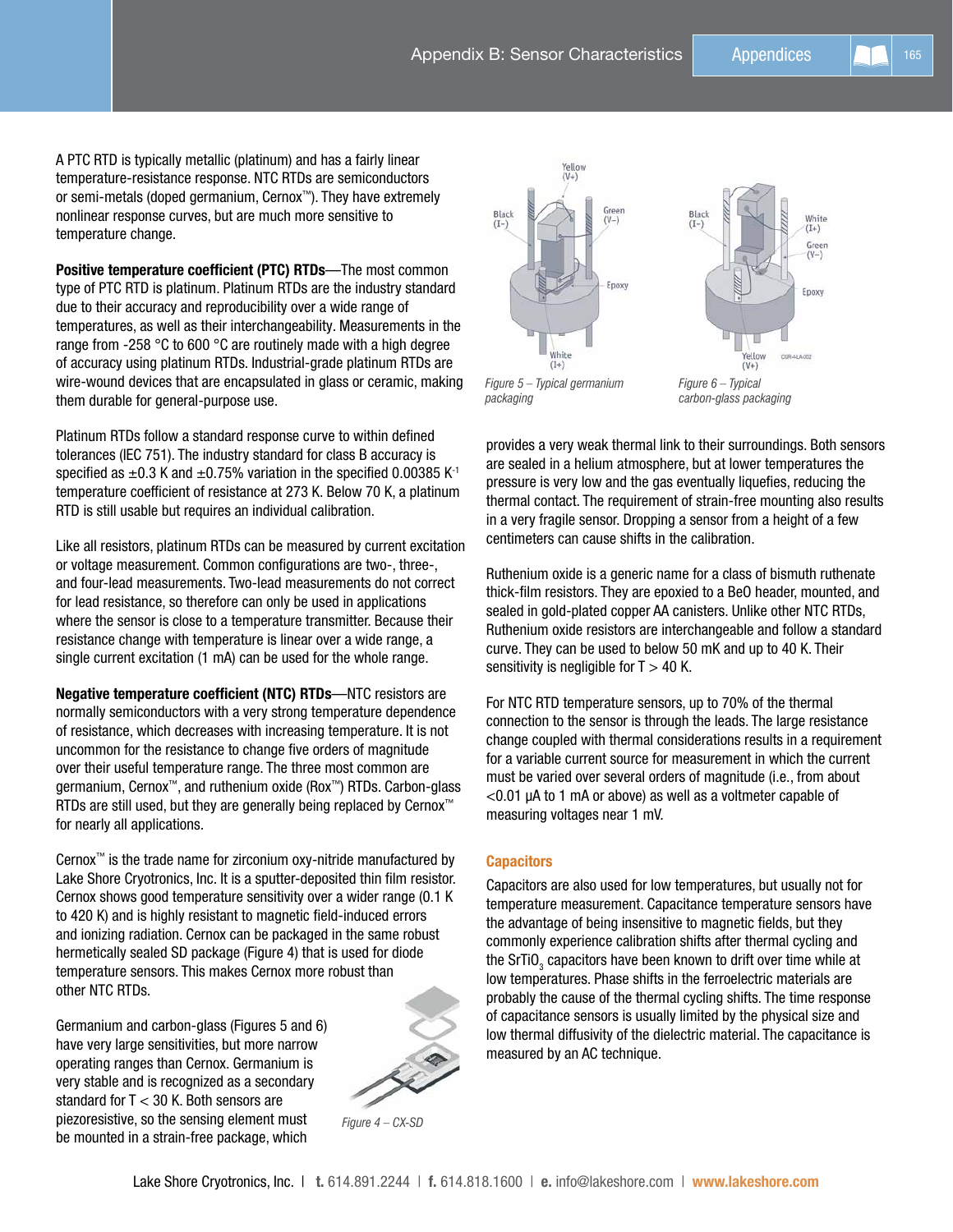A PTC RTD is typically metallic (platinum) and has a fairly linear temperature-resistance response. NTC RTDs are semiconductors or semi-metals (doped germanium, Cernox™). They have extremely nonlinear response curves, but are much more sensitive to temperature change.

**Positive temperature coefficient (PTC) RTDs**—The most common type of PTC RTD is platinum. Platinum RTDs are the industry standard due to their accuracy and reproducibility over a wide range of temperatures, as well as their interchangeability. Measurements in the range from -258 °C to 600 °C are routinely made with a high degree of accuracy using platinum RTDs. Industrial-grade platinum RTDs are wire-wound devices that are encapsulated in glass or ceramic, making them durable for general-purpose use.

Platinum RTDs follow a standard response curve to within defined tolerances (IEC 751). The industry standard for class B accuracy is specified as ±0.3 K and ±0.75% variation in the specified 0.00385 $K^{-1}$ temperature coefficient of resistance at 273 K. Below 70 K, a platinum RTD is still usable but requires an individual calibration.

Like all resistors, platinum RTDs can be measured by current excitation or voltage measurement. Common configurations are two-, three-, and four-lead measurements. Two-lead measurements do not correct for lead resistance, so therefore can only be used in applications where the sensor is close to a temperature transmitter. Because their resistance change with temperature is linear over a wide range, a single current excitation (1 mA) can be used for the whole range.

**Negative temperature coefficient (NTC) RTDs**—NTC resistors are normally semiconductors with a very strong temperature dependence of resistance, which decreases with increasing temperature. It is not uncommon for the resistance to change five orders of magnitude over their useful temperature range. The three most common are germanium, Cernox™, and ruthenium oxide (Rox™) RTDs. Carbon-glass RTDs are still used, but they are generally being replaced by Cernox™ for nearly all applications.

Cernox™ is the trade name for zirconium oxy-nitride manufactured by Lake Shore Cryotronics, Inc. It is a sputter-deposited thin film resistor. Cernox shows good temperature sensitivity over a wider range (0.1 K to 420 K) and is highly resistant to magnetic field-induced errors and ionizing radiation. Cernox can be packaged in the same robust hermetically sealed SD package (Figure 4) that is used for diode temperature sensors. This makes Cernox more robust than other NTC RTDs.

Germanium and carbon-glass (Figures 5 and 6) have very large sensitivities, but more narrow operating ranges than Cernox. Germanium is very stable and is recognized as a secondary standard for T < 30 K. Both sensors are piezoresistive, so the sensing element must be mounted in a strain-free package, which provides a very weak thermal link to their surroundings. Both sensors are sealed in a helium atmosphere, but at lower temperatures the pressure is very low and the gas eventually liquefies, reducing the thermal contact. The requirement of strain-free mounting also results in a very fragile sensor. Dropping a sensor from a height of a few centimeters can cause shifts in the calibration.

*Figure 4 – CX-SD*

*Figure 5 – Typical germanium packaging*

*Figure 6 – Typical carbon-glass packaging*

Ruthenium oxide is a generic name for a class of bismuth ruthenate thick-film resistors. They are epoxied to a BeO header, mounted, and sealed in gold-plated copper AA canisters. Unlike other NTC RTDs, Ruthenium oxide resistors are interchangeable and follow a standard curve. They can be used to below 50 mK and up to 40 K. Their sensitivity is negligible for T > 40 K.

For NTC RTD temperature sensors, up to 70% of the thermal connection to the sensor is through the leads. The large resistance change coupled with thermal considerations results in a requirement for a variable current source for measurement in which the current must be varied over several orders of magnitude (i.e., from about <0.01 µA to 1 mA or above) as well as a voltmeter capable of measuring voltages near 1 mV.

### Capacitors

Capacitors are also used for low temperatures, but usually not for temperature measurement. Capacitance temperature sensors have the advantage of being insensitive to magnetic fields, but they commonly experience calibration shifts after thermal cycling and the $SrTiO_3$ capacitors have been known to drift over time while at low temperatures. Phase shifts in the ferroelectric materials are probably the cause of the thermal cycling shifts. The time response of capacitance sensors is usually limited by the physical size and low thermal diffusivity of the dielectric material. The capacitance is measured by an AC technique.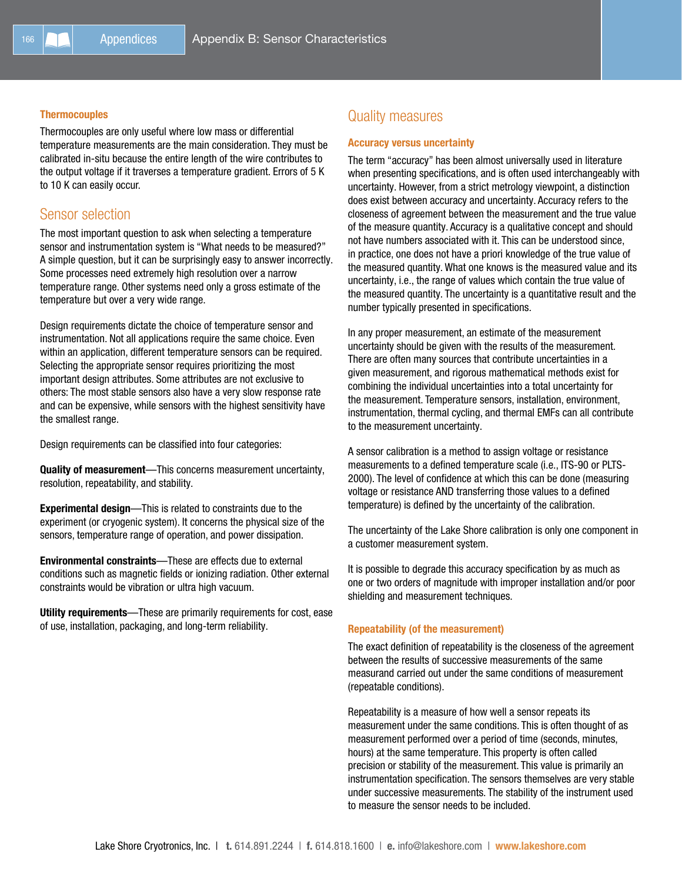### Thermocouples

Thermocouples are only useful where low mass or differential temperature measurements are the main consideration. They must be calibrated in-situ because the entire length of the wire contributes to the output voltage if it traverses a temperature gradient. Errors of 5 K to 10 K can easily occur.

## Sensor selection

The most important question to ask when selecting a temperature sensor and instrumentation system is "What needs to be measured?" A simple question, but it can be surprisingly easy to answer incorrectly. Some processes need extremely high resolution over a narrow temperature range. Other systems need only a gross estimate of the temperature but over a very wide range.

Design requirements dictate the choice of temperature sensor and instrumentation. Not all applications require the same choice. Even within an application, different temperature sensors can be required. Selecting the appropriate sensor requires prioritizing the most important design attributes. Some attributes are not exclusive to others: The most stable sensors also have a very slow response rate and can be expensive, while sensors with the highest sensitivity have the smallest range.

Design requirements can be classified into four categories:

**Quality of measurement**—This concerns measurement uncertainty, resolution, repeatability, and stability.

**Experimental design**—This is related to constraints due to the experiment (or cryogenic system). It concerns the physical size of the sensors, temperature range of operation, and power dissipation.

**Environmental constraints**—These are effects due to external conditions such as magnetic fields or ionizing radiation. Other external constraints would be vibration or ultra high vacuum.

**Utility requirements**—These are primarily requirements for cost, ease of use, installation, packaging, and long-term reliability.

## Quality measures

### Accuracy versus uncertainty

The term "accuracy" has been almost universally used in literature when presenting specifications, and is often used interchangeably with uncertainty. However, from a strict metrology viewpoint, a distinction does exist between accuracy and uncertainty. Accuracy refers to the closeness of agreement between the measurement and the true value of the measure quantity. Accuracy is a qualitative concept and should not have numbers associated with it. This can be understood since, in practice, one does not have a priori knowledge of the true value of the measured quantity. What one knows is the measured value and its uncertainty, i.e., the range of values which contain the true value of the measured quantity. The uncertainty is a quantitative result and the number typically presented in specifications.

In any proper measurement, an estimate of the measurement uncertainty should be given with the results of the measurement. There are often many sources that contribute uncertainties in a given measurement, and rigorous mathematical methods exist for combining the individual uncertainties into a total uncertainty for the measurement. Temperature sensors, installation, environment, instrumentation, thermal cycling, and thermal EMFs can all contribute to the measurement uncertainty.

A sensor calibration is a method to assign voltage or resistance measurements to a defined temperature scale (i.e., ITS-90 or PLTS-2000). The level of confidence at which this can be done (measuring voltage or resistance AND transferring those values to a defined temperature) is defined by the uncertainty of the calibration.

The uncertainty of the Lake Shore calibration is only one component in a customer measurement system.

It is possible to degrade this accuracy specification by as much as one or two orders of magnitude with improper installation and/or poor shielding and measurement techniques.

### Repeatability (of the measurement)

The exact definition of repeatability is the closeness of the agreement between the results of successive measurements of the same measurand carried out under the same conditions of measurement (repeatable conditions).

Repeatability is a measure of how well a sensor repeats its measurement under the same conditions. This is often thought of as measurement performed over a period of time (seconds, minutes, hours) at the same temperature. This property is often called precision or stability of the measurement. This value is primarily an instrumentation specification. The sensors themselves are very stable under successive measurements. The stability of the instrument used to measure the sensor needs to be included.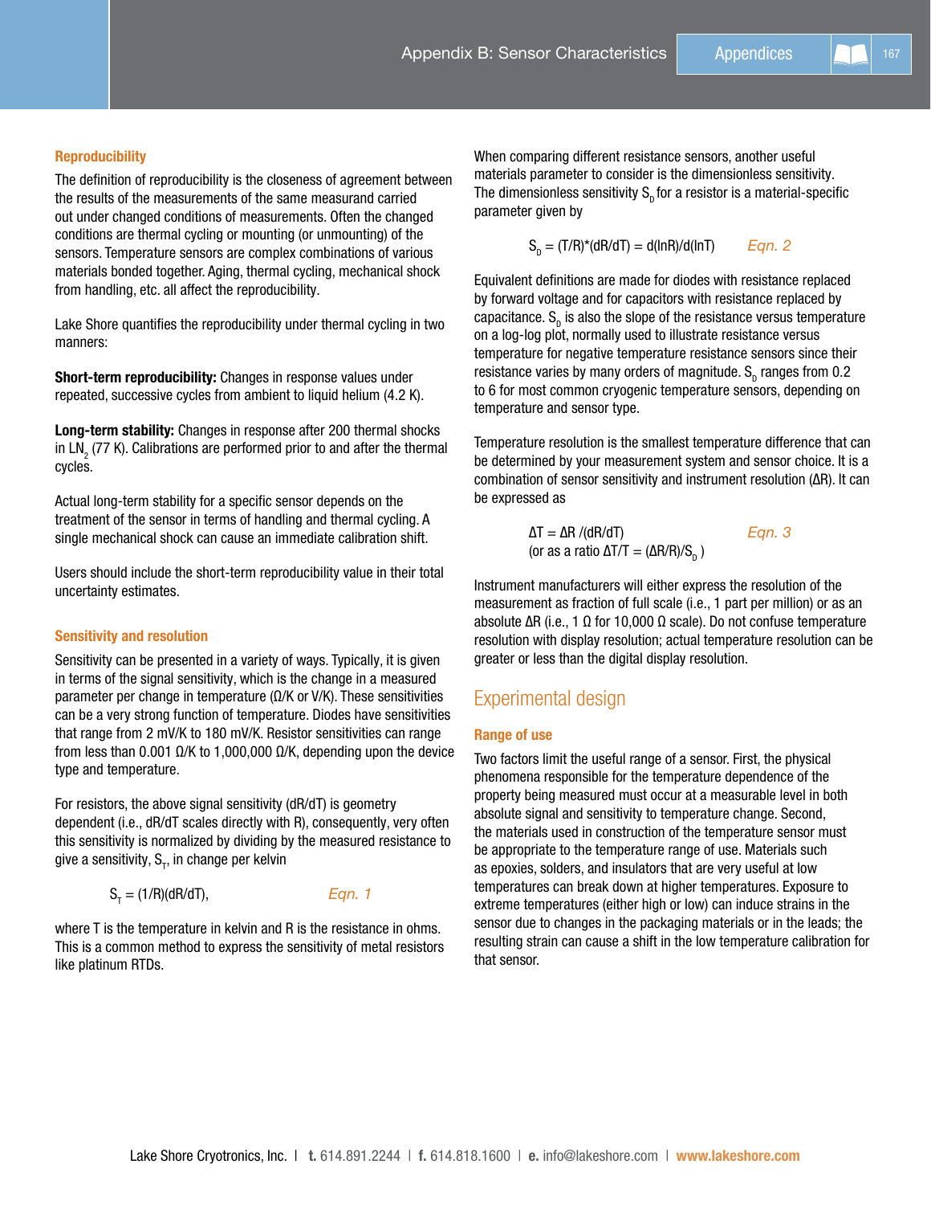### Reproducibility

The definition of reproducibility is the closeness of agreement between the results of the measurements of the same measurand carried out under changed conditions of measurements. Often the changed conditions are thermal cycling or mounting (or unmounting) of the sensors. Temperature sensors are complex combinations of various materials bonded together. Aging, thermal cycling, mechanical shock from handling, etc. all affect the reproducibility.

Lake Shore quantifies the reproducibility under thermal cycling in two manners:

**Short-term reproducibility:** Changes in response values under repeated, successive cycles from ambient to liquid helium (4.2 K).

**Long-term stability:** Changes in response after 200 thermal shocks in $LN_2$ (77 K). Calibrations are performed prior to and after the thermal cycles.

Actual long-term stability for a specific sensor depends on the treatment of the sensor in terms of handling and thermal cycling. A single mechanical shock can cause an immediate calibration shift.

Users should include the short-term reproducibility value in their total uncertainty estimates.

### Sensitivity and resolution

Sensitivity can be presented in a variety of ways. Typically, it is given in terms of the signal sensitivity, which is the change in a measured parameter per change in temperature (Ω/K or V/K). These sensitivities can be a very strong function of temperature. Diodes have sensitivities that range from 2 mV/K to 180 mV/K. Resistor sensitivities can range from less than 0.001 Ω/K to 1,000,000 Ω/K, depending upon the device type and temperature.

For resistors, the above signal sensitivity (dR/dT) is geometry dependent (i.e., dR/dT scales directly with R), consequently, very often this sensitivity is normalized by dividing by the measured resistance to give a sensitivity, $S_T$, in change per kelvin

$$S_T = (1/R)(dR/dT), \qquad \textit{Eqn. 1}$$

where T is the temperature in kelvin and R is the resistance in ohms. This is a common method to express the sensitivity of metal resistors like platinum RTDs.

When comparing different resistance sensors, another useful materials parameter to consider is the dimensionless sensitivity. The dimensionless sensitivity $S_D$ for a resistor is a material-specific parameter given by

$$S_D = (T/R)*(dR/dT) = d(\ln R)/d(\ln T) \qquad \textit{Eqn. 2}$$

Equivalent definitions are made for diodes with resistance replaced by forward voltage and for capacitors with resistance replaced by capacitance. $S_D$ is also the slope of the resistance versus temperature on a log-log plot, normally used to illustrate resistance versus temperature for negative temperature resistance sensors since their resistance varies by many orders of magnitude. $S_D$ ranges from 0.2 to 6 for most common cryogenic temperature sensors, depending on temperature and sensor type.

Temperature resolution is the smallest temperature difference that can be determined by your measurement system and sensor choice. It is a combination of sensor sensitivity and instrument resolution (ΔR). It can be expressed as

$$\Delta T = \Delta R /(dR/dT) \qquad \textit{Eqn. 3}$$

$$\text{(or as a ratio } \Delta T/T = (\Delta R/R)/S_D\text{)}$$

Instrument manufacturers will either express the resolution of the measurement as fraction of full scale (i.e., 1 part per million) or as an absolute ΔR (i.e., 1 Ω for 10,000 Ω scale). Do not confuse temperature resolution with display resolution; actual temperature resolution can be greater or less than the digital display resolution.

## Experimental design

### Range of use

Two factors limit the useful range of a sensor. First, the physical phenomena responsible for the temperature dependence of the property being measured must occur at a measurable level in both absolute signal and sensitivity to temperature change. Second, the materials used in construction of the temperature sensor must be appropriate to the temperature range of use. Materials such as epoxies, solders, and insulators that are very useful at low temperatures can break down at higher temperatures. Exposure to extreme temperatures (either high or low) can induce strains in the sensor due to changes in the packaging materials or in the leads; the resulting strain can cause a shift in the low temperature calibration for that sensor.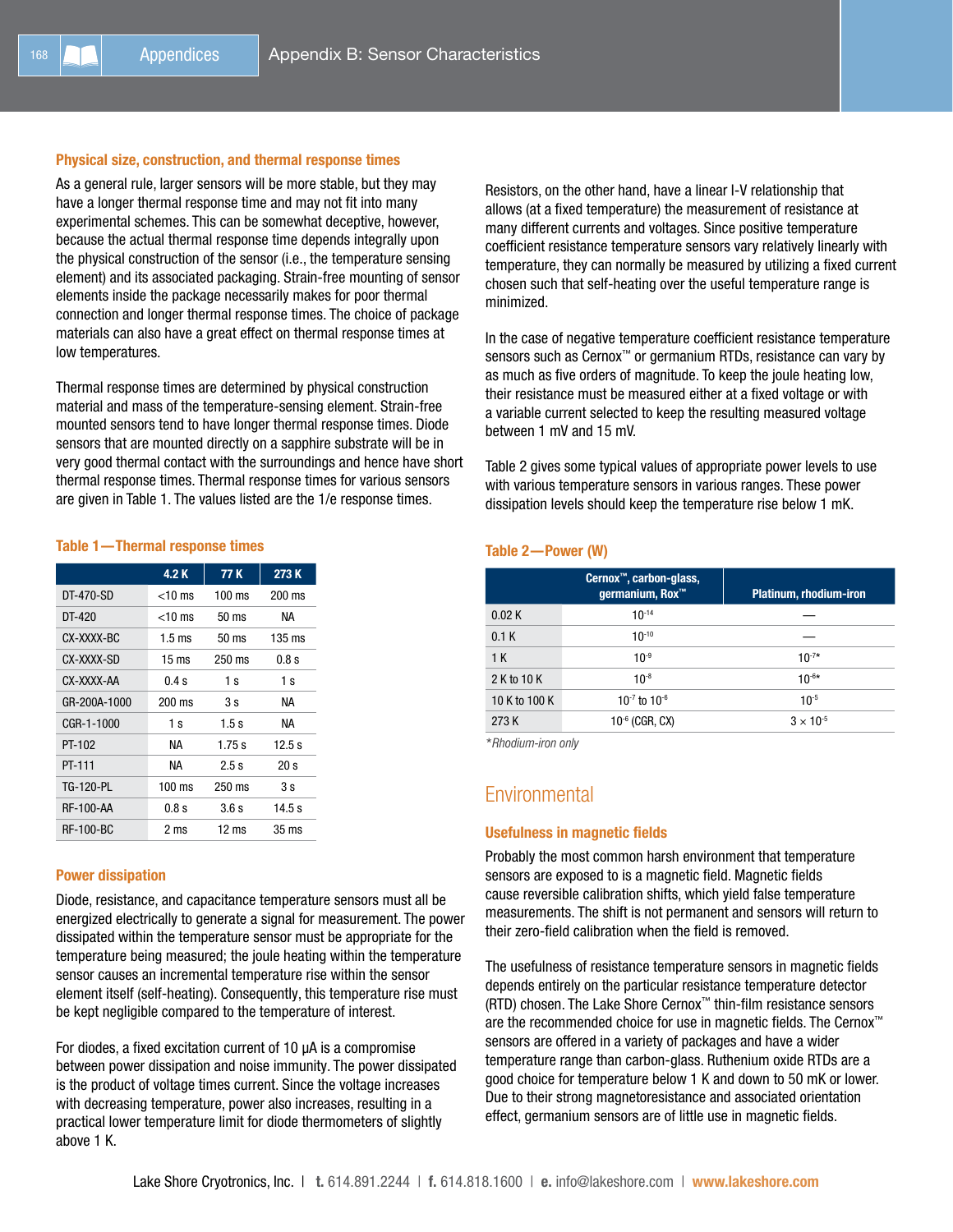### Physical size, construction, and thermal response times

As a general rule, larger sensors will be more stable, but they may have a longer thermal response time and may not fit into many experimental schemes. This can be somewhat deceptive, however, because the actual thermal response time depends integrally upon the physical construction of the sensor (i.e., the temperature sensing element) and its associated packaging. Strain-free mounting of sensor elements inside the package necessarily makes for poor thermal connection and longer thermal response times. The choice of package materials can also have a great effect on thermal response times at low temperatures.

Thermal response times are determined by physical construction material and mass of the temperature-sensing element. Strain-free mounted sensors tend to have longer thermal response times. Diode sensors that are mounted directly on a sapphire substrate will be in very good thermal contact with the surroundings and hence have short thermal response times. Thermal response times for various sensors are given in Table 1. The values listed are the 1/e response times.

#### Table 1—Thermal response times

| | 4.2 K | 77 K | 273 K |
|---|---|---|---|
| DT-470-SD | <10 ms | 100 ms | 200 ms |
| DT-420 | <10 ms | 50 ms | NA |
| CX-XXXX-BC | 1.5 ms | 50 ms | 135 ms |
| CX-XXXX-SD | 15 ms | 250 ms | 0.8 s |
| CX-XXXX-AA | 0.4 s | 1 s | 1 s |
| GR-200A-1000 | 200 ms | 3 s | NA |
| CGR-1-1000 | 1 s | 1.5 s | NA |
| PT-102 | NA | 1.75 s | 12.5 s |
| PT-111 | NA | 2.5 s | 20 s |
| TG-120-PL | 100 ms | 250 ms | 3 s |
| RF-100-AA | 0.8 s | 3.6 s | 14.5 s |
| RF-100-BC | 2 ms | 12 ms | 35 ms |

### Power dissipation

Diode, resistance, and capacitance temperature sensors must all be energized electrically to generate a signal for measurement. The power dissipated within the temperature sensor must be appropriate for the temperature being measured; the joule heating within the temperature sensor causes an incremental temperature rise within the sensor element itself (self-heating). Consequently, this temperature rise must be kept negligible compared to the temperature of interest.

For diodes, a fixed excitation current of 10 µA is a compromise between power dissipation and noise immunity. The power dissipated is the product of voltage times current. Since the voltage increases with decreasing temperature, power also increases, resulting in a practical lower temperature limit for diode thermometers of slightly above 1 K.

Resistors, on the other hand, have a linear I-V relationship that allows (at a fixed temperature) the measurement of resistance at many different currents and voltages. Since positive temperature coefficient resistance temperature sensors vary relatively linearly with temperature, they can normally be measured by utilizing a fixed current chosen such that self-heating over the useful temperature range is minimized.

In the case of negative temperature coefficient resistance temperature sensors such as Cernox™ or germanium RTDs, resistance can vary by as much as five orders of magnitude. To keep the joule heating low, their resistance must be measured either at a fixed voltage or with a variable current selected to keep the resulting measured voltage between 1 mV and 15 mV.

Table 2 gives some typical values of appropriate power levels to use with various temperature sensors in various ranges. These power dissipation levels should keep the temperature rise below 1 mK.

#### Table 2—Power (W)

| | Cernox™, carbon-glass, germanium, Rox™ | Platinum, rhodium-iron |
|---|---|---|
| 0.02 K | $10^{-14}$ | — |
| 0.1 K | $10^{-10}$ | — |
| 1 K | $10^{-9}$ | $10^{-7}$* |
| 2 K to 10 K | $10^{-8}$ | $10^{-6}$* |
| 10 K to 100 K | $10^{-7}$ to $10^{-6}$ | $10^{-5}$ |
| 273 K | $10^{-6}$ (CGR, CX) | $3 \times 10^{-5}$ |

*Rhodium-iron only*

## Environmental

### Usefulness in magnetic fields

Probably the most common harsh environment that temperature sensors are exposed to is a magnetic field. Magnetic fields cause reversible calibration shifts, which yield false temperature measurements. The shift is not permanent and sensors will return to their zero-field calibration when the field is removed.

The usefulness of resistance temperature sensors in magnetic fields depends entirely on the particular resistance temperature detector (RTD) chosen. The Lake Shore Cernox™ thin-film resistance sensors are the recommended choice for use in magnetic fields. The Cernox™ sensors are offered in a variety of packages and have a wider temperature range than carbon-glass. Ruthenium oxide RTDs are a good choice for temperature below 1 K and down to 50 mK or lower. Due to their strong magnetoresistance and associated orientation effect, germanium sensors are of little use in magnetic fields.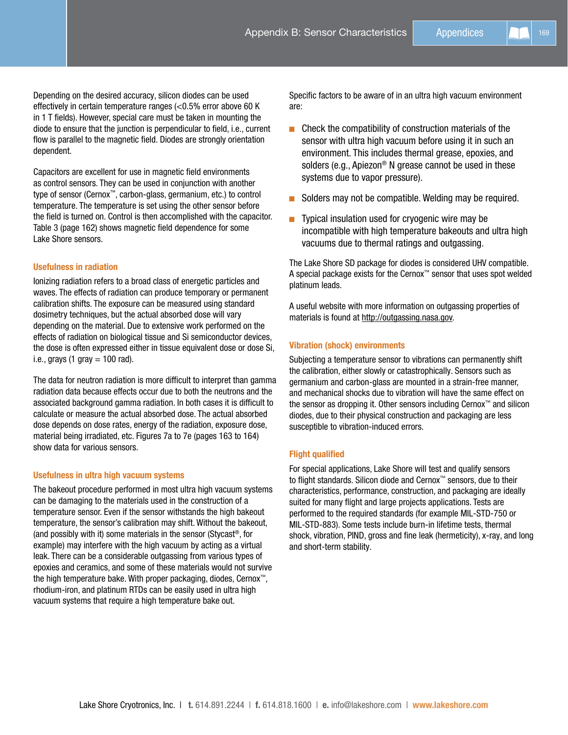Depending on the desired accuracy, silicon diodes can be used effectively in certain temperature ranges (<0.5% error above 60 K in 1 T fields). However, special care must be taken in mounting the diode to ensure that the junction is perpendicular to field, i.e., current flow is parallel to the magnetic field. Diodes are strongly orientation dependent.

Capacitors are excellent for use in magnetic field environments as control sensors. They can be used in conjunction with another type of sensor (Cernox™, carbon-glass, germanium, etc.) to control temperature. The temperature is set using the other sensor before the field is turned on. Control is then accomplished with the capacitor. Table 3 (page 162) shows magnetic field dependence for some Lake Shore sensors.

### Usefulness in radiation

Ionizing radiation refers to a broad class of energetic particles and waves. The effects of radiation can produce temporary or permanent calibration shifts. The exposure can be measured using standard dosimetry techniques, but the actual absorbed dose will vary depending on the material. Due to extensive work performed on the effects of radiation on biological tissue and Si semiconductor devices, the dose is often expressed either in tissue equivalent dose or dose Si, i.e., grays (1 gray = 100 rad).

The data for neutron radiation is more difficult to interpret than gamma radiation data because effects occur due to both the neutrons and the associated background gamma radiation. In both cases it is difficult to calculate or measure the actual absorbed dose. The actual absorbed dose depends on dose rates, energy of the radiation, exposure dose, material being irradiated, etc. Figures 7a to 7e (pages 163 to 164) show data for various sensors.

### Usefulness in ultra high vacuum systems

The bakeout procedure performed in most ultra high vacuum systems can be damaging to the materials used in the construction of a temperature sensor. Even if the sensor withstands the high bakeout temperature, the sensor's calibration may shift. Without the bakeout, (and possibly with it) some materials in the sensor (Stycast®, for example) may interfere with the high vacuum by acting as a virtual leak. There can be a considerable outgassing from various types of epoxies and ceramics, and some of these materials would not survive the high temperature bake. With proper packaging, diodes, Cernox™, rhodium-iron, and platinum RTDs can be easily used in ultra high vacuum systems that require a high temperature bake out.

Specific factors to be aware of in an ultra high vacuum environment are:

- Check the compatibility of construction materials of the sensor with ultra high vacuum before using it in such an environment. This includes thermal grease, epoxies, and solders (e.g., Apiezon® N grease cannot be used in these systems due to vapor pressure).
- Solders may not be compatible. Welding may be required.
- Typical insulation used for cryogenic wire may be incompatible with high temperature bakeouts and ultra high vacuums due to thermal ratings and outgassing.

The Lake Shore SD package for diodes is considered UHV compatible. A special package exists for the Cernox™ sensor that uses spot welded platinum leads.

A useful website with more information on outgassing properties of materials is found at http://outgassing.nasa.gov.

### Vibration (shock) environments

Subjecting a temperature sensor to vibrations can permanently shift the calibration, either slowly or catastrophically. Sensors such as germanium and carbon-glass are mounted in a strain-free manner, and mechanical shocks due to vibration will have the same effect on the sensor as dropping it. Other sensors including Cernox™ and silicon diodes, due to their physical construction and packaging are less susceptible to vibration-induced errors.

### Flight qualified

For special applications, Lake Shore will test and qualify sensors to flight standards. Silicon diode and Cernox™ sensors, due to their characteristics, performance, construction, and packaging are ideally suited for many flight and large projects applications. Tests are performed to the required standards (for example MIL-STD-750 or MIL-STD-883). Some tests include burn-in lifetime tests, thermal shock, vibration, PIND, gross and fine leak (hermeticity), x-ray, and long and short-term stability.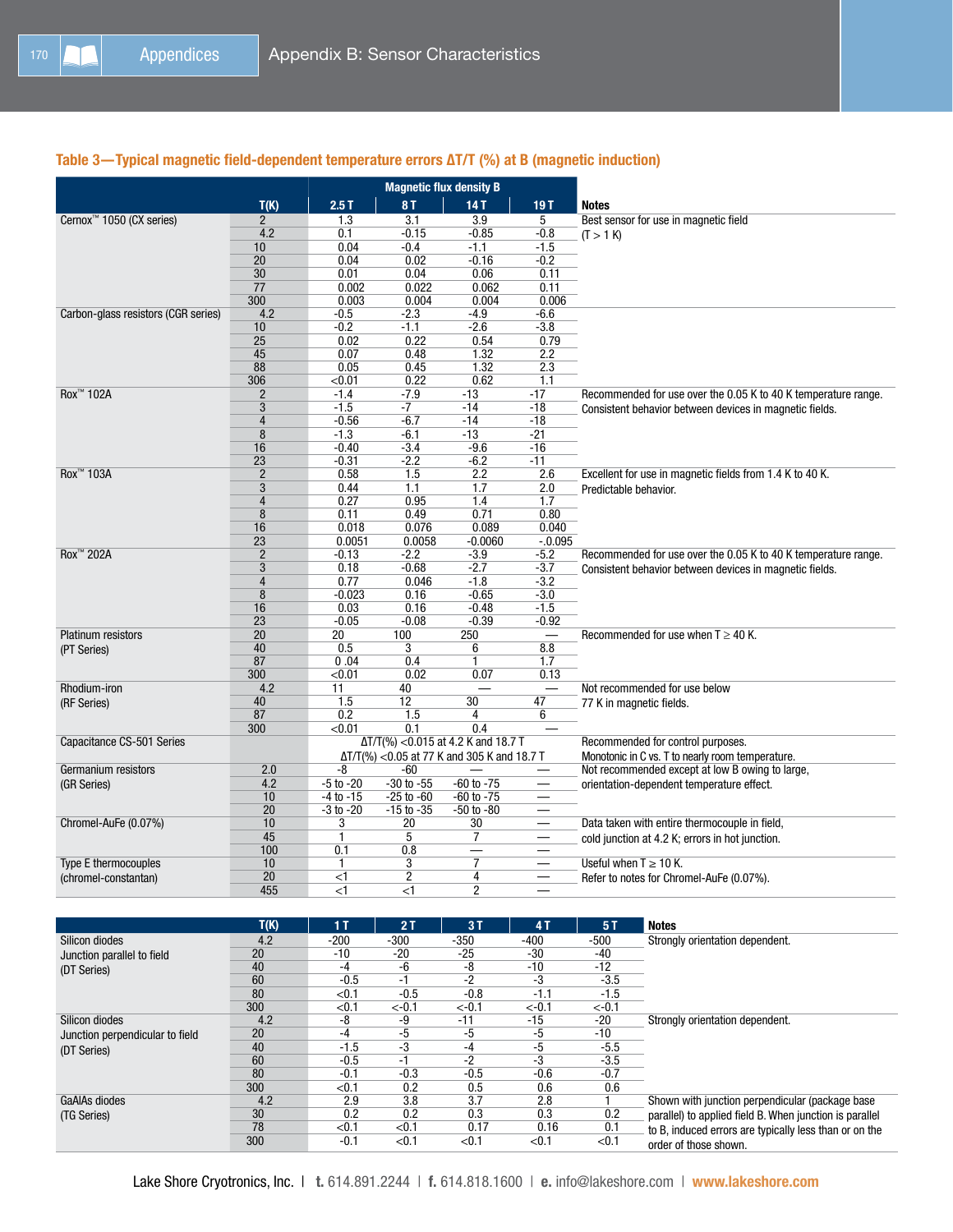## Table 3—Typical magnetic field-dependent temperature errors ΔT/T (%) at B (magnetic induction)

| | T(K) | Magnetic flux density B 2.5 T | 8 T | 14 T | 19 T | Notes |
|---|---|---|---|---|---|---|
| Cernox™ 1050 (CX series) | 2 | 1.3 | 3.1 | 3.9 | 5 | Best sensor for use in magnetic field (T > 1 K) |
| | 4.2 | 0.1 | -0.15 | -0.85 | -0.8 | |
| | 10 | 0.04 | -0.4 | -1.1 | -1.5 | |
| | 20 | 0.04 | 0.02 | -0.16 | -0.2 | |
| | 30 | 0.01 | 0.04 | 0.06 | 0.11 | |
| | 77 | 0.002 | 0.022 | 0.062 | 0.11 | |
| | 300 | 0.003 | 0.004 | 0.004 | 0.006 | |
| Carbon-glass resistors (CGR series) | 4.2 | -0.5 | -2.3 | -4.9 | -6.6 | |
| | 10 | -0.2 | -1.1 | -2.6 | -3.8 | |
| | 25 | 0.02 | 0.22 | 0.54 | 0.79 | |
| | 45 | 0.07 | 0.48 | 1.32 | 2.2 | |
| | 88 | 0.05 | 0.45 | 1.32 | 2.3 | |
| | 306 | <0.01 | 0.22 | 0.62 | 1.1 | |
| Rox™ 102A | 2 | -1.4 | -7.9 | -13 | -17 | Recommended for use over the 0.05 K to 40 K temperature range. Consistent behavior between devices in magnetic fields. |
| | 3 | -1.5 | -7 | -14 | -18 | |
| | 4 | -0.56 | -6.7 | -14 | -18 | |
| | 8 | -1.3 | -6.1 | -13 | -21 | |
| | 16 | -0.40 | -3.4 | -9.6 | -16 | |
| | 23 | -0.31 | -2.2 | -6.2 | -11 | |
| Rox™ 103A | 2 | 0.58 | 1.5 | 2.2 | 2.6 | Excellent for use in magnetic fields from 1.4 K to 40 K. Predictable behavior. |
| | 3 | 0.44 | 1.1 | 1.7 | 2.0 | |
| | 4 | 0.27 | 0.95 | 1.4 | 1.7 | |
| | 8 | 0.11 | 0.49 | 0.71 | 0.80 | |
| | 16 | 0.018 | 0.076 | 0.089 | 0.040 | |
| | 23 | 0.0051 | 0.0058 | -0.0060 | -.0.095 | |
| Rox™ 202A | 2 | -0.13 | -2.2 | -3.9 | -5.2 | Recommended for use over the 0.05 K to 40 K temperature range. Consistent behavior between devices in magnetic fields. |
| | 3 | 0.18 | -0.68 | -2.7 | -3.7 | |
| | 4 | 0.77 | 0.046 | -1.8 | -3.2 | |
| | 8 | -0.023 | 0.16 | -0.65 | -3.0 | |
| | 16 | 0.03 | 0.16 | -0.48 | -1.5 | |
| | 23 | -0.05 | -0.08 | -0.39 | -0.92 | |
| Platinum resistors (PT Series) | 20 | 20 | 100 | 250 | — | Recommended for use when T ≥ 40 K. |
| | 40 | 0.5 | 3 | 6 | 8.8 | |
| | 87 | 0 .04 | 0.4 | 1 | 1.7 | |
| | 300 | <0.01 | 0.02 | 0.07 | 0.13 | |
| Rhodium-iron (RF Series) | 4.2 | 11 | 40 | — | — | Not recommended for use below 77 K in magnetic fields. |
| | 40 | 1.5 | 12 | 30 | 47 | |
| | 87 | 0.2 | 1.5 | 4 | 6 | |
| | 300 | <0.01 | 0.1 | 0.4 | — | |
| Capacitance CS-501 Series | | ΔT/T(%) <0.015 at 4.2 K and 18.7 T; ΔT/T(%) <0.05 at 77 K and 305 K and 18.7 T | | | | Recommended for control purposes. Monotonic in C vs. T to nearly room temperature. |
| Germanium resistors (GR Series) | 2.0 | -8 | -60 | — | — | Not recommended except at low B owing to large, orientation-dependent temperature effect. |
| | 4.2 | -5 to -20 | -30 to -55 | -60 to -75 | — | |
| | 10 | -4 to -15 | -25 to -60 | -60 to -75 | — | |
| | 20 | -3 to -20 | -15 to -35 | -50 to -80 | — | |
| Chromel-AuFe (0.07%) | 10 | 3 | 20 | 30 | — | Data taken with entire thermocouple in field, cold junction at 4.2 K; errors in hot junction. |
| | 45 | 1 | 5 | 7 | — | |
| | 100 | 0.1 | 0.8 | — | — | |
| Type E thermocouples (chromel-constantan) | 10 | 1 | 3 | 7 | — | Useful when T ≥ 10 K. Refer to notes for Chromel-AuFe (0.07%). |
| | 20 | <1 | 2 | 4 | — | |
| | 455 | <1 | <1 | 2 | — | |

| | T(K) | 1 T | 2 T | 3 T | 4 T | 5 T | Notes |
|---|---|---|---|---|---|---|---|
| Silicon diodes Junction parallel to field (DT Series) | 4.2 | -200 | -300 | -350 | -400 | -500 | Strongly orientation dependent. |
| | 20 | -10 | -20 | -25 | -30 | -40 | |
| | 40 | -4 | -6 | -8 | -10 | -12 | |
| | 60 | -0.5 | -1 | -2 | -3 | -3.5 | |
| | 80 | <0.1 | -0.5 | -0.8 | -1.1 | -1.5 | |
| | 300 | <0.1 | <-0.1 | <-0.1 | <-0.1 | <-0.1 | |
| Silicon diodes Junction perpendicular to field (DT Series) | 4.2 | -8 | -9 | -11 | -15 | -20 | Strongly orientation dependent. |
| | 20 | -4 | -5 | -5 | -5 | -10 | |
| | 40 | -1.5 | -3 | -4 | -5 | -5.5 | |
| | 60 | -0.5 | -1 | -2 | -3 | -3.5 | |
| | 80 | -0.1 | -0.3 | -0.5 | -0.6 | -0.7 | |
| | 300 | <0.1 | 0.2 | 0.5 | 0.6 | 0.6 | |
| GaAlAs diodes (TG Series) | 4.2 | 2.9 | 3.8 | 3.7 | 2.8 | 1 | Shown with junction perpendicular (package base parallel) to applied field B. When junction is parallel to B, induced errors are typically less than or on the order of those shown. |
| | 30 | 0.2 | 0.2 | 0.3 | 0.3 | 0.2 | |
| | 78 | <0.1 | <0.1 | 0.17 | 0.16 | 0.1 | |
| | 300 | -0.1 | <0.1 | <0.1 | <0.1 | <0.1 | |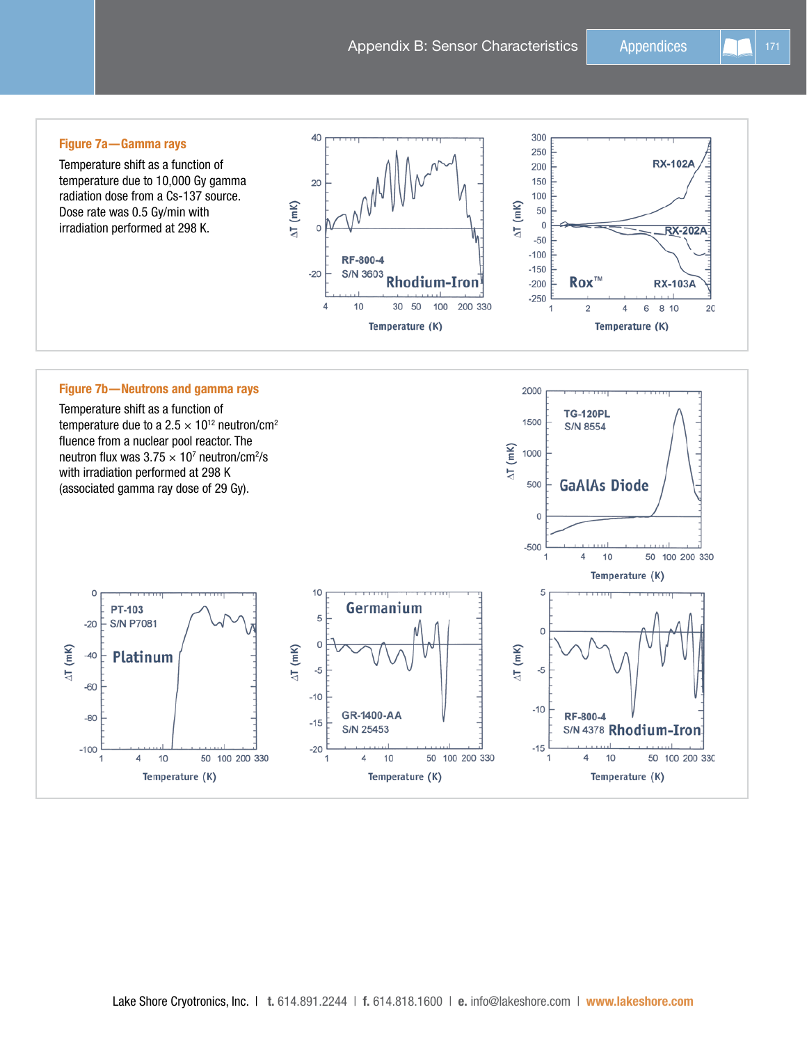**Figure 7a—Gamma rays**

Temperature shift as a function of temperature due to 10,000 Gy gamma radiation dose from a Cs-137 source. Dose rate was 0.5 Gy/min with irradiation performed at 298 K.

**Figure 7b—Neutrons and gamma rays**

Temperature shift as a function of temperature due to a $2.5 \times 10^{12}$ neutron/cm$^2$ fluence from a nuclear pool reactor. The neutron flux was $3.75 \times 10^7$ neutron/cm$^2$/s with irradiation performed at 298 K (associated gamma ray dose of 29 Gy).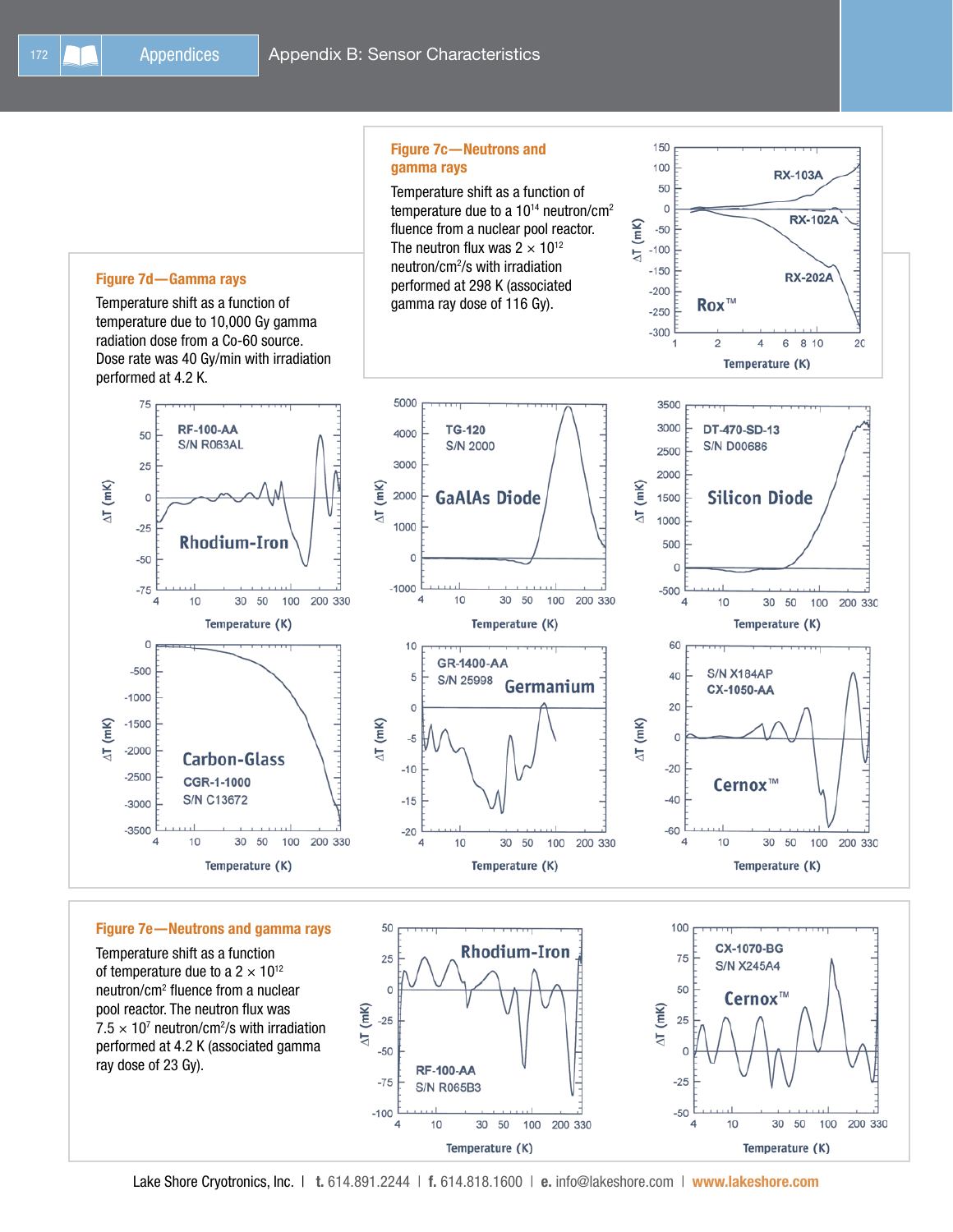**Figure 7c—Neutrons and gamma rays**

Temperature shift as a function of temperature due to a $10^{14}$ neutron/cm² fluence from a nuclear pool reactor. The neutron flux was $2 \times 10^{12}$ neutron/cm²/s with irradiation performed at 298 K (associated gamma ray dose of 116 Gy).

**Figure 7d—Gamma rays**

Temperature shift as a function of temperature due to 10,000 Gy gamma radiation dose from a Co-60 source. Dose rate was 40 Gy/min with irradiation performed at 4.2 K.

**Figure 7e—Neutrons and gamma rays**

Temperature shift as a function of temperature due to a $2 \times 10^{12}$ neutron/cm² fluence from a nuclear pool reactor. The neutron flux was $7.5 \times 10^{7}$ neutron/cm²/s with irradiation performed at 4.2 K (associated gamma ray dose of 23 Gy).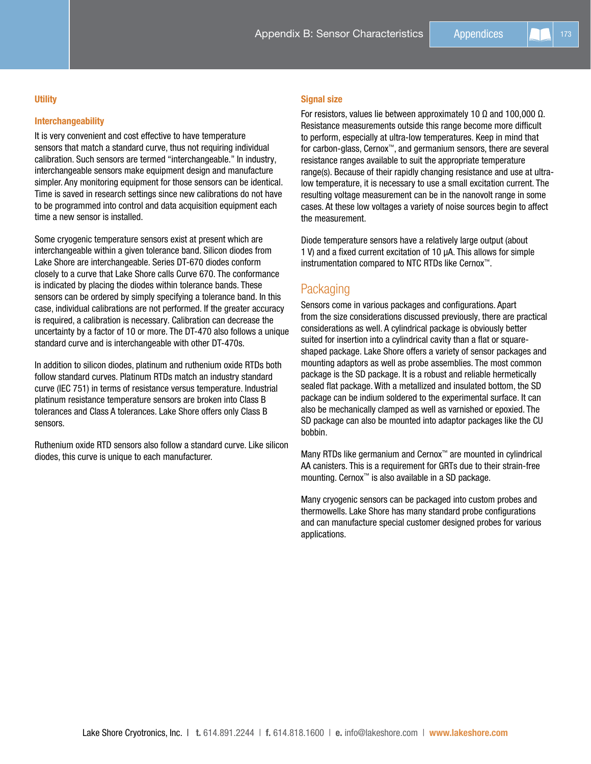### Utility

#### Interchangeability

It is very convenient and cost effective to have temperature sensors that match a standard curve, thus not requiring individual calibration. Such sensors are termed “interchangeable.” In industry, interchangeable sensors make equipment design and manufacture simpler. Any monitoring equipment for those sensors can be identical. Time is saved in research settings since new calibrations do not have to be programmed into control and data acquisition equipment each time a new sensor is installed.

Some cryogenic temperature sensors exist at present which are interchangeable within a given tolerance band. Silicon diodes from Lake Shore are interchangeable. Series DT-670 diodes conform closely to a curve that Lake Shore calls Curve 670. The conformance is indicated by placing the diodes within tolerance bands. These sensors can be ordered by simply specifying a tolerance band. In this case, individual calibrations are not performed. If the greater accuracy is required, a calibration is necessary. Calibration can decrease the uncertainty by a factor of 10 or more. The DT-470 also follows a unique standard curve and is interchangeable with other DT-470s.

In addition to silicon diodes, platinum and ruthenium oxide RTDs both follow standard curves. Platinum RTDs match an industry standard curve (IEC 751) in terms of resistance versus temperature. Industrial platinum resistance temperature sensors are broken into Class B tolerances and Class A tolerances. Lake Shore offers only Class B sensors.

Ruthenium oxide RTD sensors also follow a standard curve. Like silicon diodes, this curve is unique to each manufacturer.

#### Signal size

For resistors, values lie between approximately 10 Ω and 100,000 Ω. Resistance measurements outside this range become more difficult to perform, especially at ultra-low temperatures. Keep in mind that for carbon-glass, Cernox™, and germanium sensors, there are several resistance ranges available to suit the appropriate temperature range(s). Because of their rapidly changing resistance and use at ultra-low temperature, it is necessary to use a small excitation current. The resulting voltage measurement can be in the nanovolt range in some cases. At these low voltages a variety of noise sources begin to affect the measurement.

Diode temperature sensors have a relatively large output (about 1 V) and a fixed current excitation of 10 µA. This allows for simple instrumentation compared to NTC RTDs like Cernox™.

## Packaging

Sensors come in various packages and configurations. Apart from the size considerations discussed previously, there are practical considerations as well. A cylindrical package is obviously better suited for insertion into a cylindrical cavity than a flat or square-shaped package. Lake Shore offers a variety of sensor packages and mounting adaptors as well as probe assemblies. The most common package is the SD package. It is a robust and reliable hermetically sealed flat package. With a metallized and insulated bottom, the SD package can be indium soldered to the experimental surface. It can also be mechanically clamped as well as varnished or epoxied. The SD package can also be mounted into adaptor packages like the CU bobbin.

Many RTDs like germanium and Cernox™ are mounted in cylindrical AA canisters. This is a requirement for GRTs due to their strain-free mounting. Cernox™ is also available in a SD package.

Many cryogenic sensors can be packaged into custom probes and thermowells. Lake Shore has many standard probe configurations and can manufacture special customer designed probes for various applications.